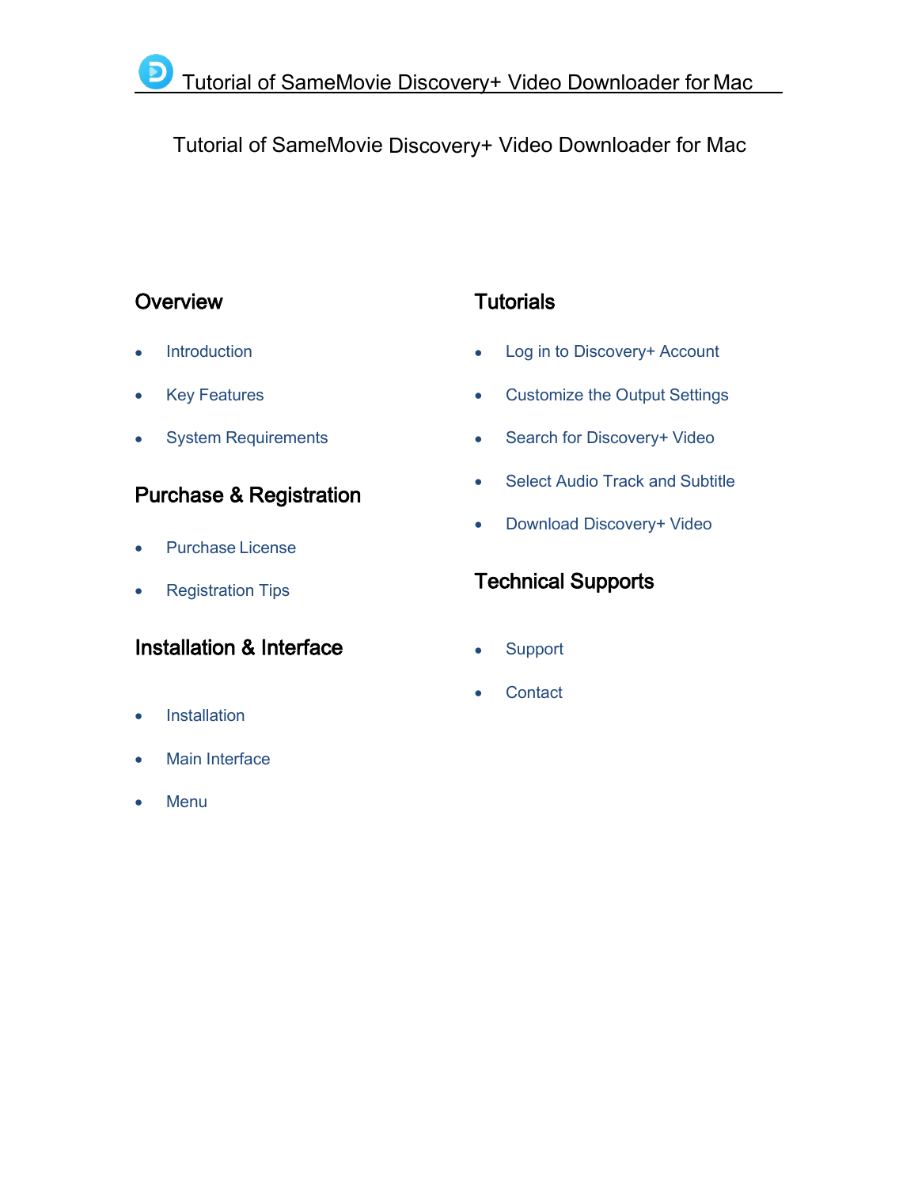# Tutorial of SameMovie Discovery+ Video Downloader for Mac

## Overview

- Introduction
- Key Features
- System Requirements

## Purchase & Registration

- Purchase License
- Registration Tips

## Installation & Interface

- Installation
- Main Interface
- Menu

## Tutorials

- Log in to Discovery+ Account
- Customize the Output Settings
- Search for Discovery+ Video
- Select Audio Track and Subtitle
- Download Discovery+ Video

## Technical Supports

- Support
- Contact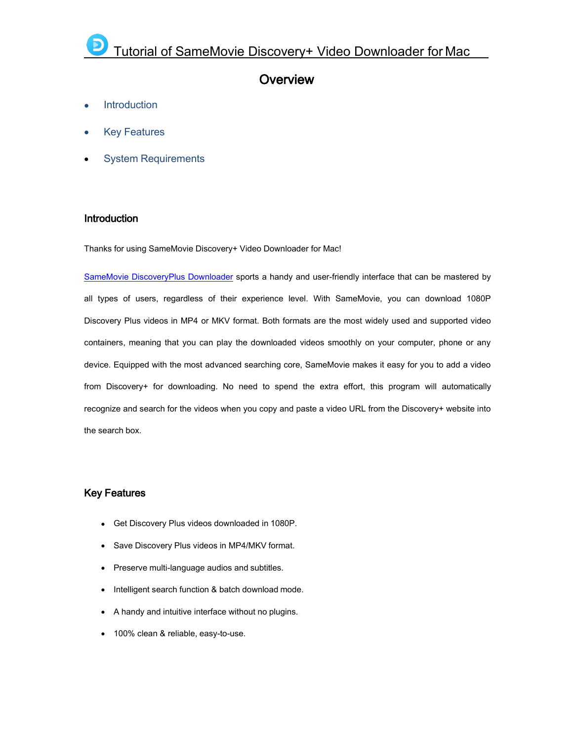# Tutorial of SameMovie Discovery+ Video Downloader for Mac

## Overview

- Introduction
- Key Features
- System Requirements

### Introduction

Thanks for using SameMovie Discovery+ Video Downloader for Mac!

SameMovie DiscoveryPlus Downloader sports a handy and user-friendly interface that can be mastered by all types of users, regardless of their experience level. With SameMovie, you can download 1080P Discovery Plus videos in MP4 or MKV format. Both formats are the most widely used and supported video containers, meaning that you can play the downloaded videos smoothly on your computer, phone or any device. Equipped with the most advanced searching core, SameMovie makes it easy for you to add a video from Discovery+ for downloading. No need to spend the extra effort, this program will automatically recognize and search for the videos when you copy and paste a video URL from the Discovery+ website into the search box.

### Key Features

- Get Discovery Plus videos downloaded in 1080P.
- Save Discovery Plus videos in MP4/MKV format.
- Preserve multi-language audios and subtitles.
- Intelligent search function & batch download mode.
- A handy and intuitive interface without no plugins.
- 100% clean & reliable, easy-to-use.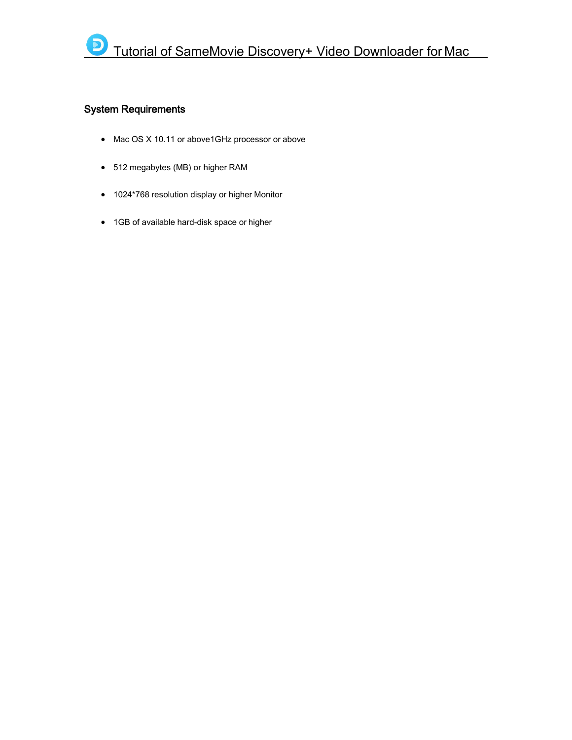## System Requirements

- Mac OS X 10.11 or above1GHz processor or above
- 512 megabytes (MB) or higher RAM
- 1024*768 resolution display or higher Monitor
- 1GB of available hard-disk space or higher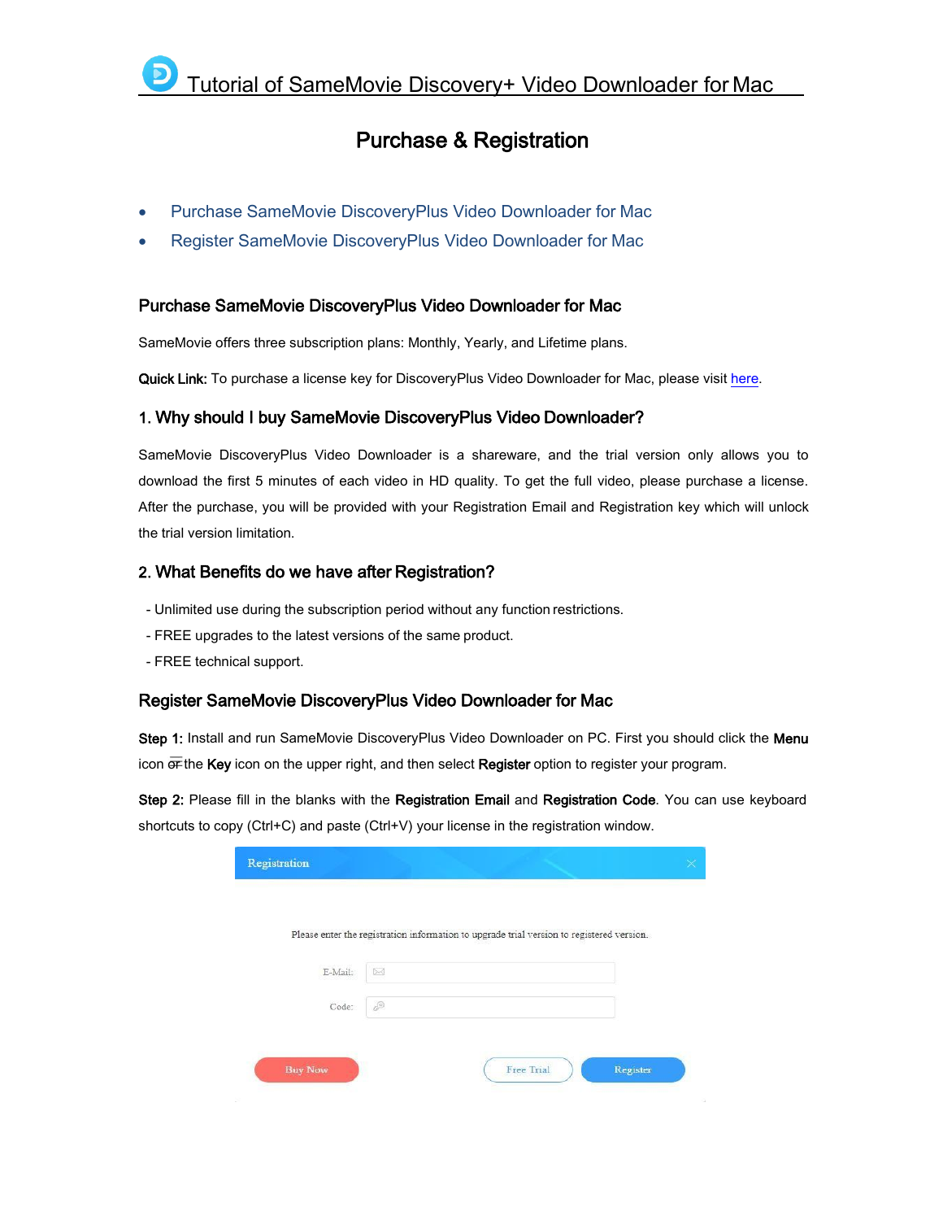# Tutorial of SameMovie Discovery+ Video Downloader for Mac

## Purchase & Registration

- Purchase SameMovie DiscoveryPlus Video Downloader for Mac
- Register SameMovie DiscoveryPlus Video Downloader for Mac

### Purchase SameMovie DiscoveryPlus Video Downloader for Mac

SameMovie offers three subscription plans: Monthly, Yearly, and Lifetime plans.

**Quick Link:** To purchase a license key for DiscoveryPlus Video Downloader for Mac, please visit here.

### 1. Why should I buy SameMovie DiscoveryPlus Video Downloader?

SameMovie DiscoveryPlus Video Downloader is a shareware, and the trial version only allows you to download the first 5 minutes of each video in HD quality. To get the full video, please purchase a license. After the purchase, you will be provided with your Registration Email and Registration key which will unlock the trial version limitation.

### 2. What Benefits do we have after Registration?

- Unlimited use during the subscription period without any function restrictions.
- FREE upgrades to the latest versions of the same product.
- FREE technical support.

### Register SameMovie DiscoveryPlus Video Downloader for Mac

**Step 1:** Install and run SameMovie DiscoveryPlus Video Downloader on PC. First you should click the **Menu** icon or the **Key** icon on the upper right, and then select **Register** option to register your program.

**Step 2:** Please fill in the blanks with the **Registration Email** and **Registration Code**. You can use keyboard shortcuts to copy (Ctrl+C) and paste (Ctrl+V) your license in the registration window.

Registration

Please enter the registration information to upgrade trial version to registered version.

E-Mail:

Code:

Buy Now | Free Trial | Register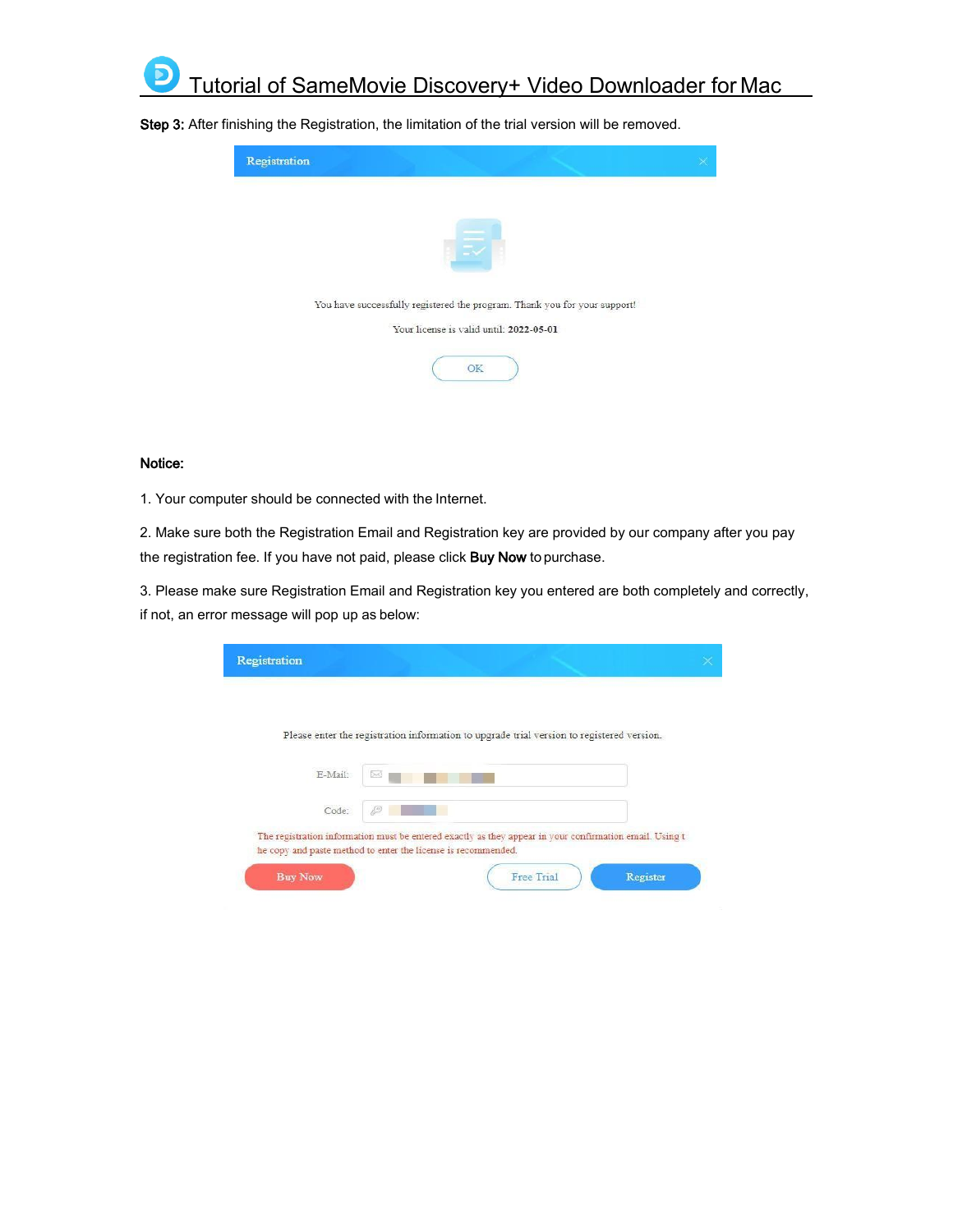**Step 3:** After finishing the Registration, the limitation of the trial version will be removed.

Registration

You have successfully registered the program. Thank you for your support!

Your license is valid until: **2022-05-01**

OK

**Notice:**

1. Your computer should be connected with the Internet.

2. Make sure both the Registration Email and Registration key are provided by our company after you pay the registration fee. If you have not paid, please click **Buy Now** to purchase.

3. Please make sure Registration Email and Registration key you entered are both completely and correctly, if not, an error message will pop up as below:

Registration

Please enter the registration information to upgrade trial version to registered version.

E-Mail:

Code:

The registration information must be entered exactly as they appear in your confirmation email. Using the copy and paste method to enter the license is recommended.

Buy Now | Free Trial | Register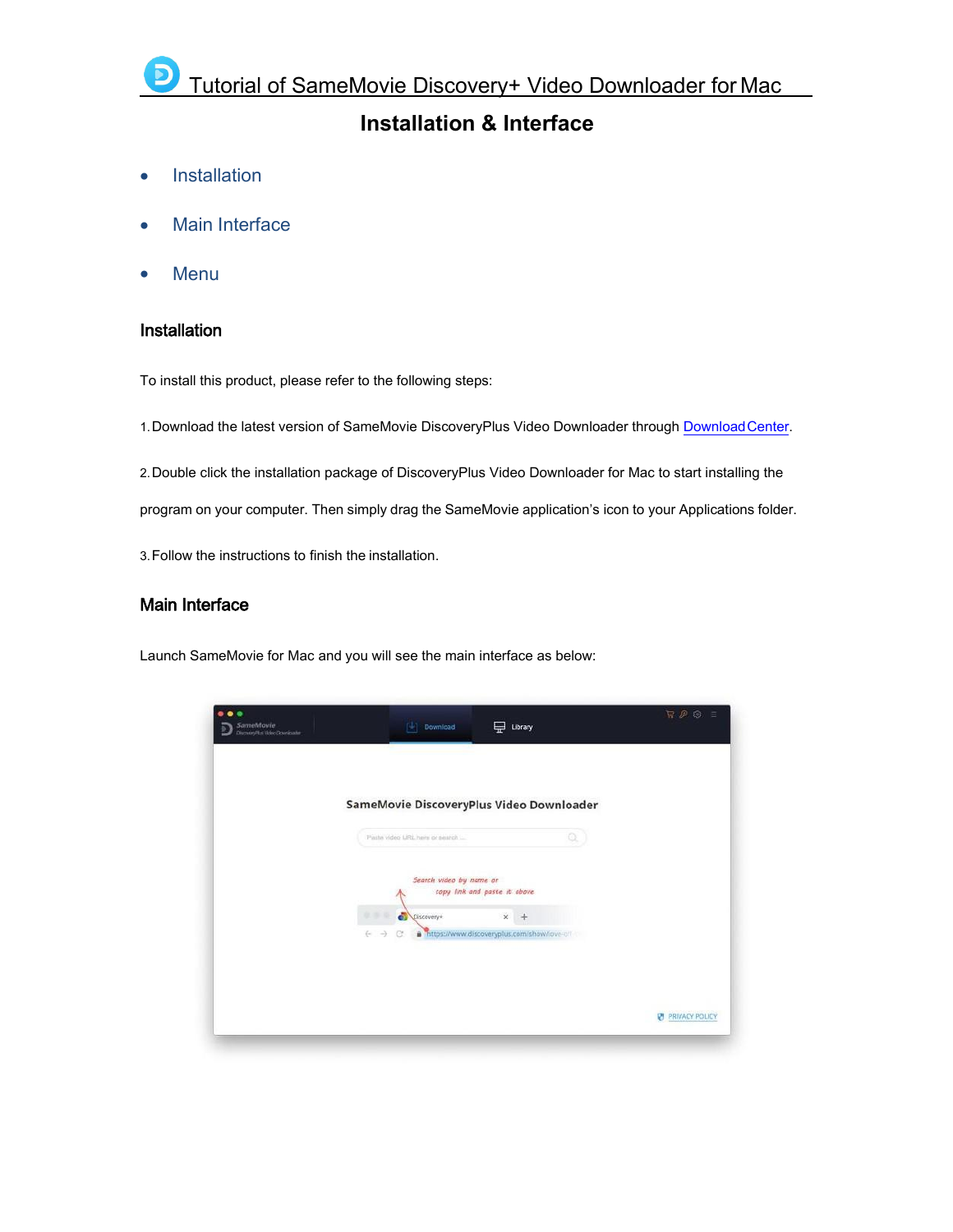# Tutorial of SameMovie Discovery+ Video Downloader for Mac

## Installation & Interface

- Installation
- Main Interface
- Menu

### Installation

To install this product, please refer to the following steps:

1. Download the latest version of SameMovie DiscoveryPlus Video Downloader through Download Center.

2. Double click the installation package of DiscoveryPlus Video Downloader for Mac to start installing the program on your computer. Then simply drag the SameMovie application's icon to your Applications folder.

3. Follow the instructions to finish the installation.

### Main Interface

Launch SameMovie for Mac and you will see the main interface as below: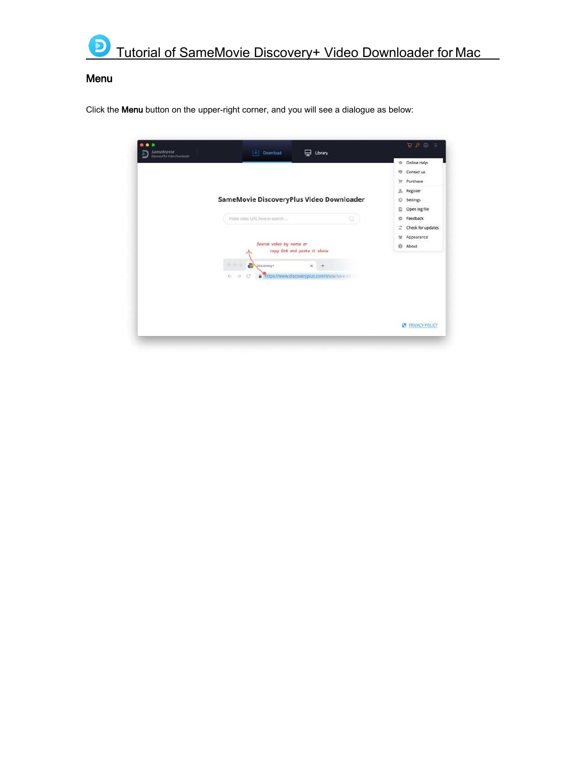## Menu

Click the **Menu** button on the upper-right corner, and you will see a dialogue as below: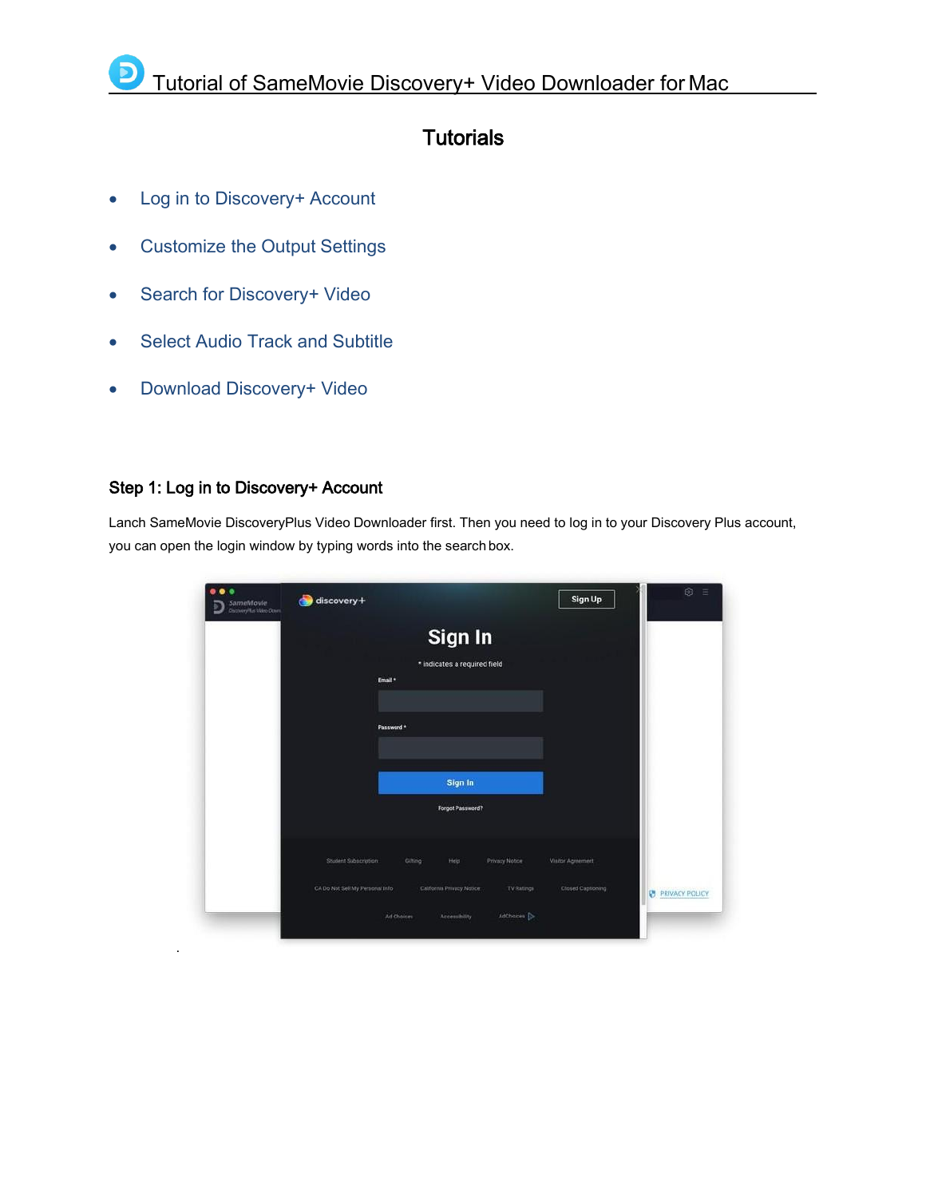# Tutorial of SameMovie Discovery+ Video Downloader for Mac

## Tutorials

- Log in to Discovery+ Account
- Customize the Output Settings
- Search for Discovery+ Video
- Select Audio Track and Subtitle
- Download Discovery+ Video

### Step 1: Log in to Discovery+ Account

Lanch SameMovie DiscoveryPlus Video Downloader first. Then you need to log in to your Discovery Plus account, you can open the login window by typing words into the search box.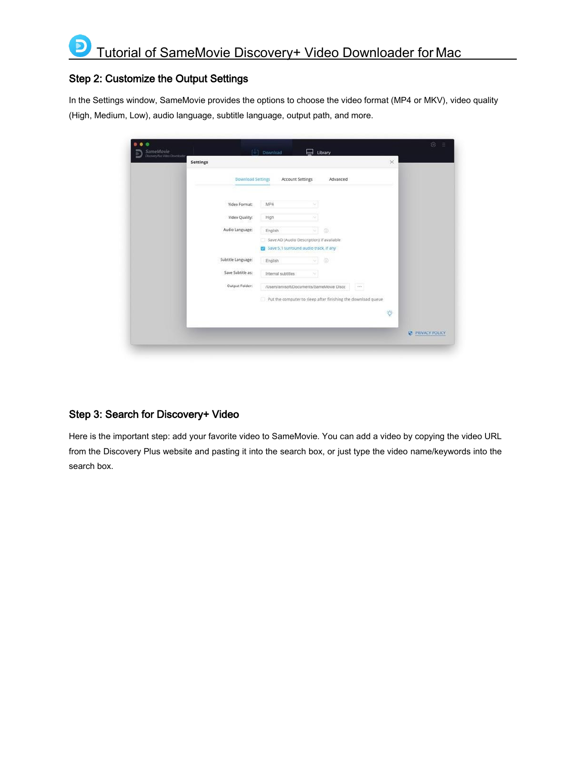## Step 2: Customize the Output Settings

In the Settings window, SameMovie provides the options to choose the video format (MP4 or MKV), video quality (High, Medium, Low), audio language, subtitle language, output path, and more.

## Step 3: Search for Discovery+ Video

Here is the important step: add your favorite video to SameMovie. You can add a video by copying the video URL from the Discovery Plus website and pasting it into the search box, or just type the video name/keywords into the search box.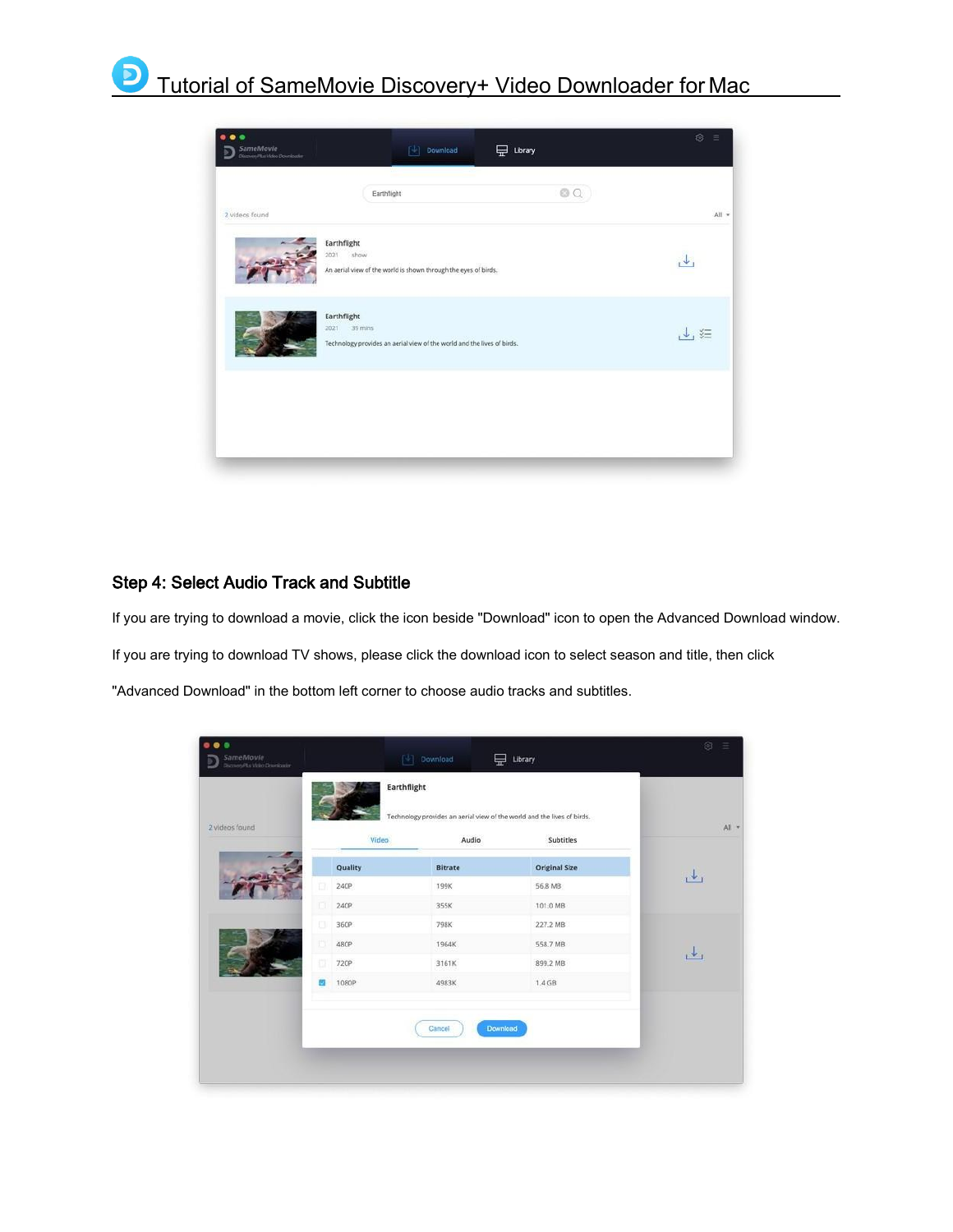## Step 4: Select Audio Track and Subtitle

If you are trying to download a movie, click the icon beside "Download" icon to open the Advanced Download window.

If you are trying to download TV shows, please click the download icon to select season and title, then click "Advanced Download" in the bottom left corner to choose audio tracks and subtitles.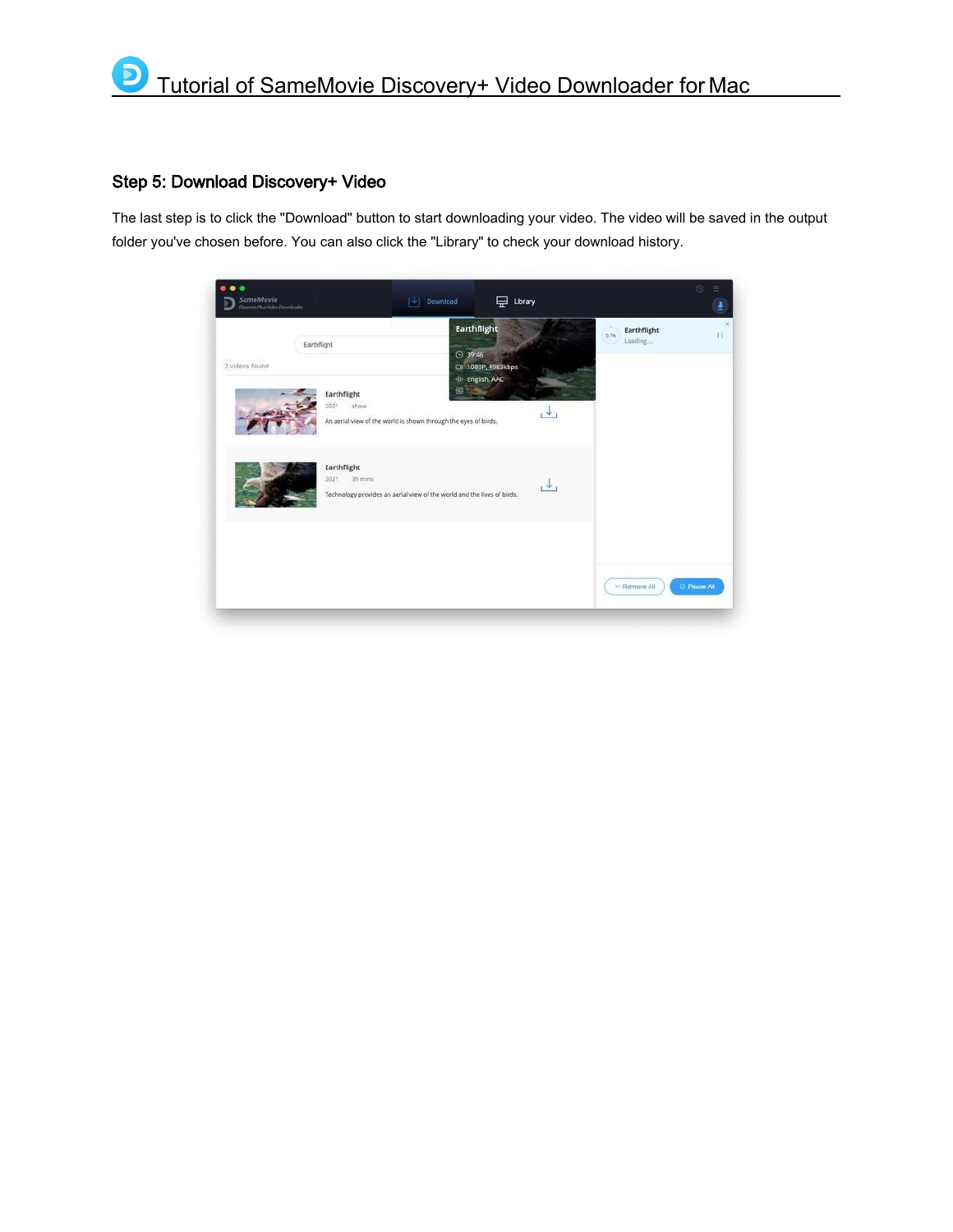## Step 5: Download Discovery+ Video

The last step is to click the "Download" button to start downloading your video. The video will be saved in the output folder you've chosen before. You can also click the "Library" to check your download history.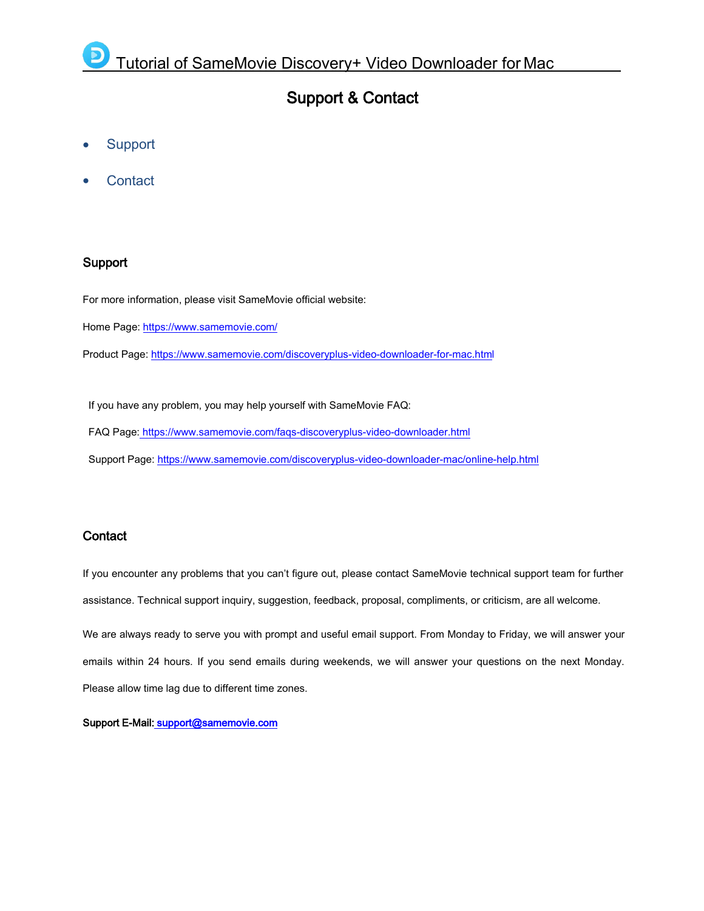# Support & Contact

- Support
- Contact

## Support

For more information, please visit SameMovie official website:

Home Page: https://www.samemovie.com/

Product Page: https://www.samemovie.com/discoveryplus-video-downloader-for-mac.html

If you have any problem, you may help yourself with SameMovie FAQ:

FAQ Page: https://www.samemovie.com/faqs-discoveryplus-video-downloader.html

Support Page: https://www.samemovie.com/discoveryplus-video-downloader-mac/online-help.html

## Contact

If you encounter any problems that you can't figure out, please contact SameMovie technical support team for further assistance. Technical support inquiry, suggestion, feedback, proposal, compliments, or criticism, are all welcome.

We are always ready to serve you with prompt and useful email support. From Monday to Friday, we will answer your emails within 24 hours. If you send emails during weekends, we will answer your questions on the next Monday. Please allow time lag due to different time zones.

**Support E-Mail: support@samemovie.com**